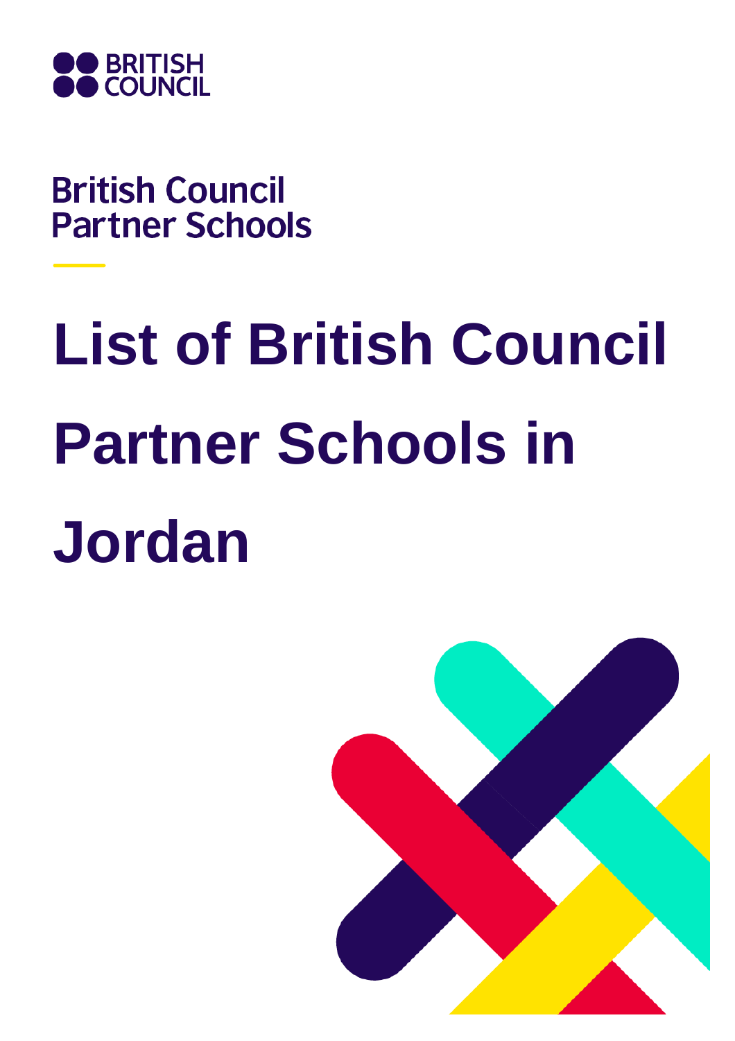BRITISH COUNCIL

British Council Partner Schools

# List of British Council Partner Schools in Jordan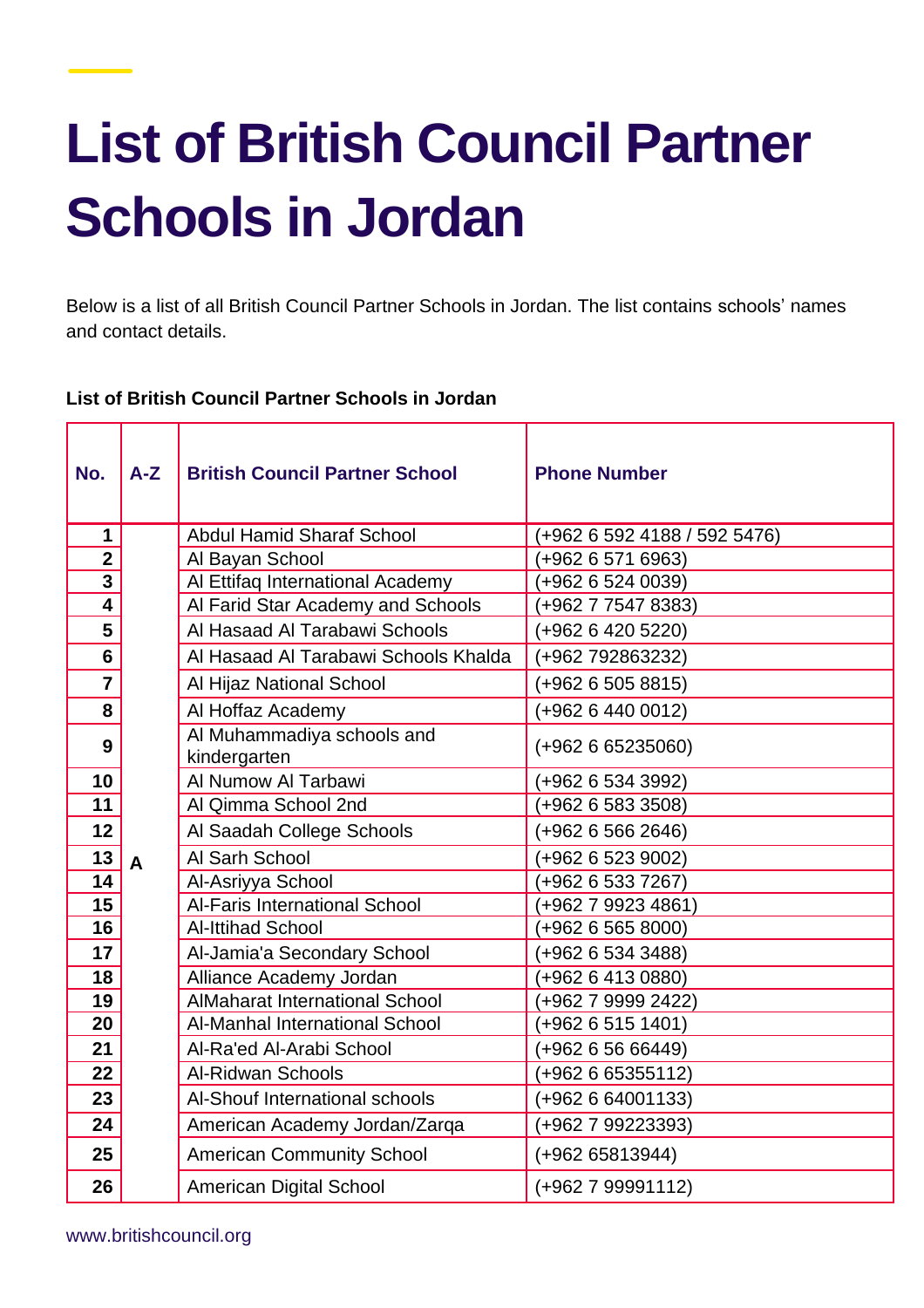# List of British Council Partner Schools in Jordan

Below is a list of all British Council Partner Schools in Jordan. The list contains schools' names and contact details.

**List of British Council Partner Schools in Jordan**

| No. | A-Z | British Council Partner School | Phone Number |
|---|---|---|---|
| 1 | A | Abdul Hamid Sharaf School | (+962 6 592 4188 / 592 5476) |
| 2 | | Al Bayan School | (+962 6 571 6963) |
| 3 | | Al Ettifaq International Academy | (+962 6 524 0039) |
| 4 | | Al Farid Star Academy and Schools | (+962 7 7547 8383) |
| 5 | | Al Hasaad Al Tarabawi Schools | (+962 6 420 5220) |
| 6 | | Al Hasaad Al Tarabawi Schools Khalda | (+962 792863232) |
| 7 | | Al Hijaz National School | (+962 6 505 8815) |
| 8 | | Al Hoffaz Academy | (+962 6 440 0012) |
| 9 | | Al Muhammadiya schools and kindergarten | (+962 6 65235060) |
| 10 | | Al Numow Al Tarbawi | (+962 6 534 3992) |
| 11 | | Al Qimma School 2nd | (+962 6 583 3508) |
| 12 | | Al Saadah College Schools | (+962 6 566 2646) |
| 13 | | Al Sarh School | (+962 6 523 9002) |
| 14 | | Al-Asriyya School | (+962 6 533 7267) |
| 15 | | Al-Faris International School | (+962 7 9923 4861) |
| 16 | | Al-Ittihad School | (+962 6 565 8000) |
| 17 | | Al-Jamia'a Secondary School | (+962 6 534 3488) |
| 18 | | Alliance Academy Jordan | (+962 6 413 0880) |
| 19 | | AlMaharat International School | (+962 7 9999 2422) |
| 20 | | Al-Manhal International School | (+962 6 515 1401) |
| 21 | | Al-Ra'ed Al-Arabi School | (+962 6 56 66449) |
| 22 | | Al-Ridwan Schools | (+962 6 65355112) |
| 23 | | Al-Shouf International schools | (+962 6 64001133) |
| 24 | | American Academy Jordan/Zarqa | (+962 7 99223393) |
| 25 | | American Community School | (+962 65813944) |
| 26 | | American Digital School | (+962 7 99991112) |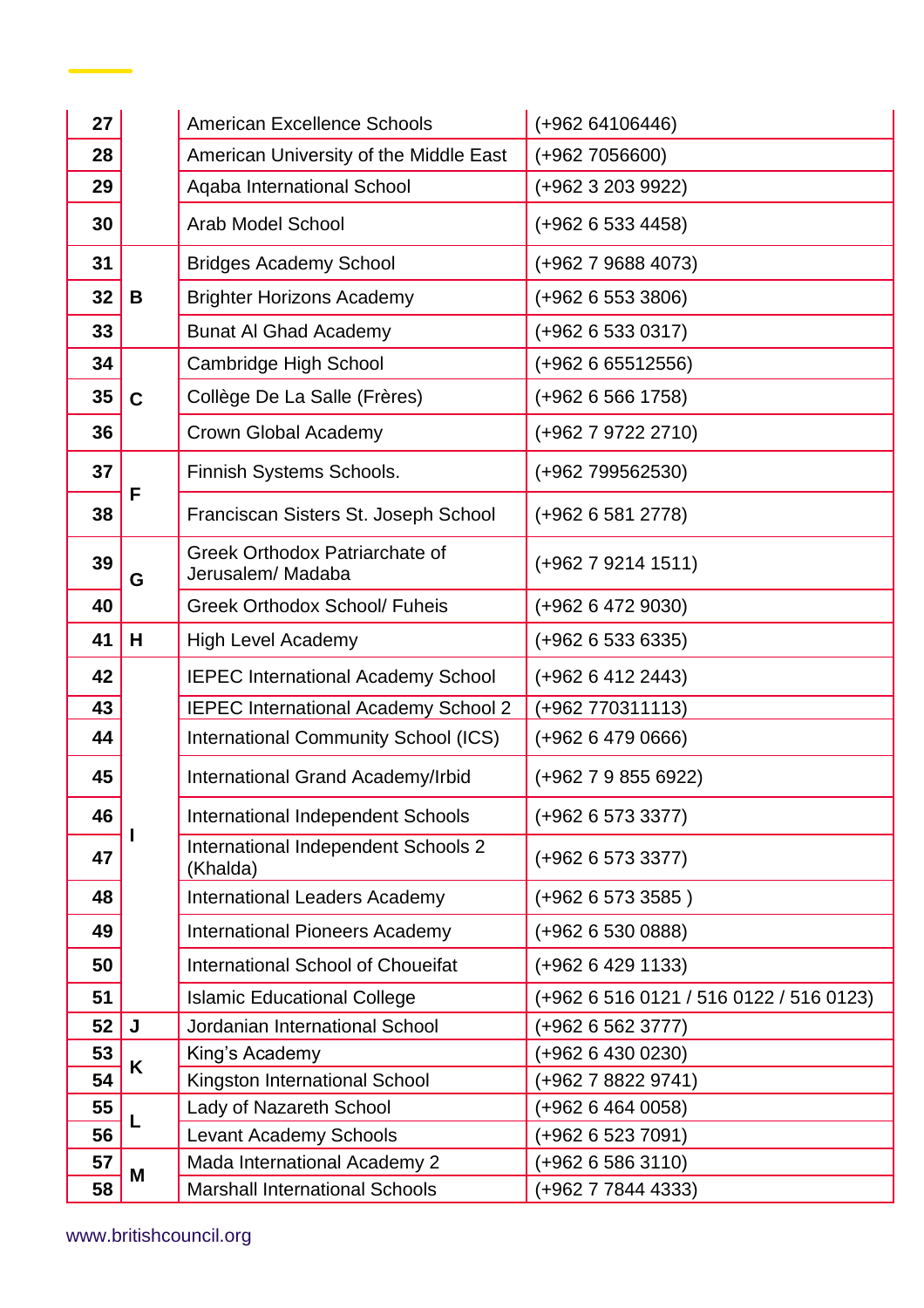| | | | |
|---|---|---|---|
| 27 | | American Excellence Schools | (+962 64106446) |
| 28 | | American University of the Middle East | (+962 7056600) |
| 29 | | Aqaba International School | (+962 3 203 9922) |
| 30 | | Arab Model School | (+962 6 533 4458) |
| 31 | B | Bridges Academy School | (+962 7 9688 4073) |
| 32 | | Brighter Horizons Academy | (+962 6 553 3806) |
| 33 | | Bunat Al Ghad Academy | (+962 6 533 0317) |
| 34 | C | Cambridge High School | (+962 6 65512556) |
| 35 | | Collège De La Salle (Frères) | (+962 6 566 1758) |
| 36 | | Crown Global Academy | (+962 7 9722 2710) |
| 37 | F | Finnish Systems Schools. | (+962 799562530) |
| 38 | | Franciscan Sisters St. Joseph School | (+962 6 581 2778) |
| 39 | G | Greek Orthodox Patriarchate of Jerusalem/ Madaba | (+962 7 9214 1511) |
| 40 | | Greek Orthodox School/ Fuheis | (+962 6 472 9030) |
| 41 | H | High Level Academy | (+962 6 533 6335) |
| 42 | I | IEPEC International Academy School | (+962 6 412 2443) |
| 43 | | IEPEC International Academy School 2 | (+962 770311113) |
| 44 | | International Community School (ICS) | (+962 6 479 0666) |
| 45 | | International Grand Academy/Irbid | (+962 7 9 855 6922) |
| 46 | | International Independent Schools | (+962 6 573 3377) |
| 47 | | International Independent Schools 2 (Khalda) | (+962 6 573 3377) |
| 48 | | International Leaders Academy | (+962 6 573 3585 ) |
| 49 | | International Pioneers Academy | (+962 6 530 0888) |
| 50 | | International School of Choueifat | (+962 6 429 1133) |
| 51 | | Islamic Educational College | (+962 6 516 0121 / 516 0122 / 516 0123) |
| 52 | J | Jordanian International School | (+962 6 562 3777) |
| 53 | K | King's Academy | (+962 6 430 0230) |
| 54 | | Kingston International School | (+962 7 8822 9741) |
| 55 | L | Lady of Nazareth School | (+962 6 464 0058) |
| 56 | | Levant Academy Schools | (+962 6 523 7091) |
| 57 | M | Mada International Academy 2 | (+962 6 586 3110) |
| 58 | | Marshall International Schools | (+962 7 7844 4333) |

www.britishcouncil.org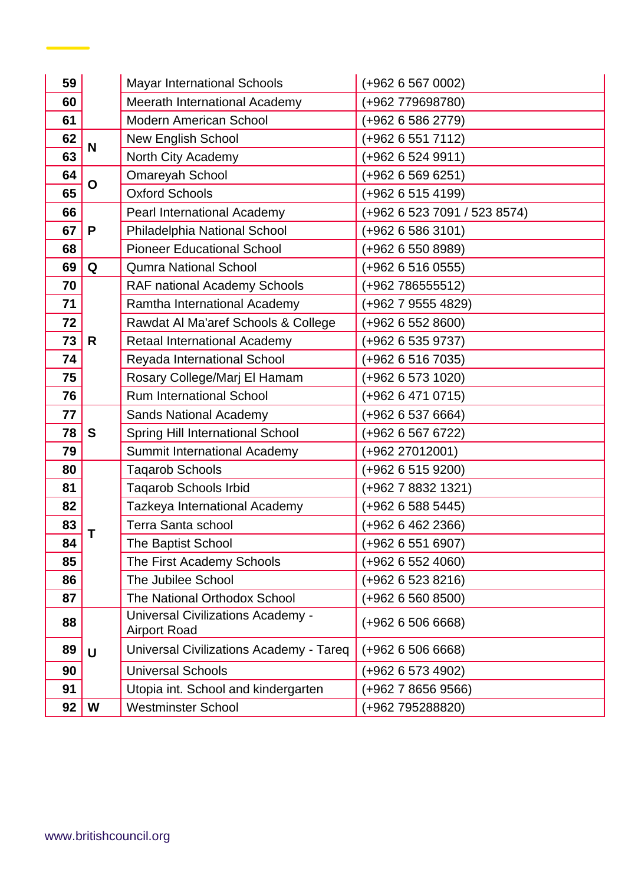| | | | |
|---|---|---|---|
| 59 | | Mayar International Schools | (+962 6 567 0002) |
| 60 | | Meerath International Academy | (+962 779698780) |
| 61 | | Modern American School | (+962 6 586 2779) |
| 62 | N | New English School | (+962 6 551 7112) |
| 63 | | North City Academy | (+962 6 524 9911) |
| 64 | O | Omareyah School | (+962 6 569 6251) |
| 65 | | Oxford Schools | (+962 6 515 4199) |
| 66 | | Pearl International Academy | (+962 6 523 7091 / 523 8574) |
| 67 | P | Philadelphia National School | (+962 6 586 3101) |
| 68 | | Pioneer Educational School | (+962 6 550 8989) |
| 69 | Q | Qumra National School | (+962 6 516 0555) |
| 70 | | RAF national Academy Schools | (+962 786555512) |
| 71 | | Ramtha International Academy | (+962 7 9555 4829) |
| 72 | | Rawdat Al Ma'aref Schools & College | (+962 6 552 8600) |
| 73 | R | Retaal International Academy | (+962 6 535 9737) |
| 74 | | Reyada International School | (+962 6 516 7035) |
| 75 | | Rosary College/Marj El Hamam | (+962 6 573 1020) |
| 76 | | Rum International School | (+962 6 471 0715) |
| 77 | | Sands National Academy | (+962 6 537 6664) |
| 78 | S | Spring Hill International School | (+962 6 567 6722) |
| 79 | | Summit International Academy | (+962 27012001) |
| 80 | | Taqarob Schools | (+962 6 515 9200) |
| 81 | | Taqarob Schools Irbid | (+962 7 8832 1321) |
| 82 | | Tazkeya International Academy | (+962 6 588 5445) |
| 83 | T | Terra Santa school | (+962 6 462 2366) |
| 84 | | The Baptist School | (+962 6 551 6907) |
| 85 | | The First Academy Schools | (+962 6 552 4060) |
| 86 | | The Jubilee School | (+962 6 523 8216) |
| 87 | | The National Orthodox School | (+962 6 560 8500) |
| 88 | | Universal Civilizations Academy - Airport Road | (+962 6 506 6668) |
| 89 | U | Universal Civilizations Academy - Tareq | (+962 6 506 6668) |
| 90 | | Universal Schools | (+962 6 573 4902) |
| 91 | | Utopia int. School and kindergarten | (+962 7 8656 9566) |
| 92 | W | Westminster School | (+962 795288820) |

www.britishcouncil.org